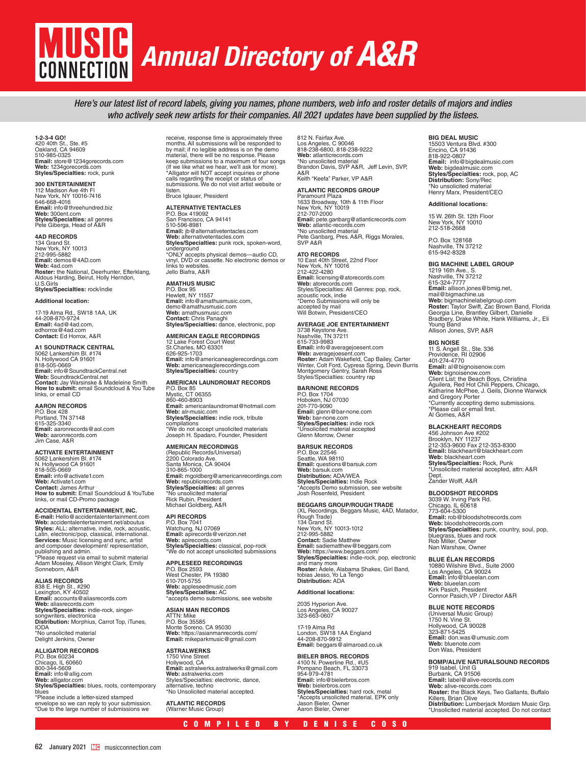# MUSIC CONNECTION Annual Directory of A&R

*Here's our latest list of record labels, giving you names, phone numbers, web info and roster details of majors and indies who actively seek new artists for their companies. All 2021 updates have been supplied by the listees.*

**1-2-3-4 GO!**
420 40th St., Ste. #5
Oakland, CA 94609
510-985-0325
**Email:** store@1234gorecords.com
**Web:** 1234gorecords.com
**Styles/Specialties:** rock, punk

**300 ENTERTAINMENT**
112 Madison Ave 4th Fl
New York, NY 10016-7416
646-668-4016
**Email:** info@threehundred.biz
**Web:** 300ent.com
**Styles/Specialties:** all genres
Pete Giberga, Head of A&R

**4AD RECORDS**
134 Grand St.
New York, NY 10013
212-995-5882
**Email:** demos@4AD.com
**Web:** 4ad.com
**Roster:** the National, Deerhunter, Efterklang, Aldous Harding, Beirut, Holly Herndon, U.S.Girls
**Styles/Specialties:** rock/indie

**Additional location:**

17-19 Alma Rd., SW18 1AA, UK
44-208-870-9724
**Email:** 4ad@4ad.com, edhorrox@4ad.com
**Contact:** Ed Horrox, A&R

**A1 SOUNDTRACK CENTRAL**
5062 Lankershim Bl. #174
N. Hollywood CA 91601
818-505-0669
**Email:** info@SoundtrackCentral.net
**Web:** SoundtrackCentral.net
**Contact:** Jay Warsinske & Madeleine Smith
**How to submit:** email Soundcloud & You Tube links, or email CD

**AARON RECORDS**
P.O. Box 428
Portland, TN 37148
615-325-3340
**Email:** aaronrecords@aol.com
**Web:** aaronrecords.com
Jim Case, A&R

**ACTIVATE ENTERTAINMENT**
5062 Lankershim Bl. #174
N. Hollywood CA 91601
818-505-0669
**Email:** info@activate1.com
**Web:** Activate1.com
**Contact:** James Arthur
**How to submit:** Email Soundcloud & YouTube links, or mail CD-Promo package

**ACCIDENTAL ENTERTAINMENT, INC.**
**E-mail:** Hello@accidentalentertainment.com
**Web:** accidentalentertainment.net/aboutus
**Styles:** ALL: alternative, indie, rock, acoustic, Latin, electronic/pop, classical, international.
**Services:** Music licensing and sync, artist and composer development/ representation, publishing and admin.
*Please request via email to submit material
Adam Moseley, Allison Wright Clark, Emily Sonneborn, A&R

**ALIAS RECORDS**
838 E. High St., #290
Lexington, KY 40502
**Email:** accounts@aliasrecords.com
**Web:** aliasrecords.com
**Styles/Specialties:** indie-rock, singer-songwriters, electronica
**Distribution:** Morphius, Carrot Top, iTunes, IODA
*No unsolicited material
Delight Jenkins, Owner

**ALLIGATOR RECORDS**
P.O. Box 60234
Chicago, IL 60660
800-344-5609
**Email:** info@allig.com
**Web:** alligator.com
**Styles/Specialties:** blues, roots, contemporary blues
*Please include a letter-sized stamped envelope so we can reply to your submission. *Due to the large number of submissions we receive, response time is approximately three months. All submissions will be responded to by mail; if no legible address is on the demo material, there will be no response. Please keep submissions to a maximum of four songs (If we like what we hear, we'll ask for more). *Alligator will NOT accept inquiries or phone calls regarding the receipt or status of submissions. We do not visit artist website or listen.
Bruce Iglauer, President

**ALTERNATIVE TENTACLES**
P.O. Box 419092
San Francisco, CA 94141
510-596-8981
**Email:** jb@alternativetentacles.com
**Web:** alternativetentacles.com
**Styles/Specialties:** punk rock, spoken-word, underground
*ONLY accepts physical demos—audio CD, vinyl, DVD or cassette. No electronic demos or links to websites.
Jello Biafra, A&R

**AMATHUS MUSIC**
P.O. Box 95
Hewlett, NY 11557
**Email:** info@amathusmusic.com, demo@amathusmusic.com
**Web:** amathusmusic.com
**Contact:** Chris Panaghi
**Styles/Specialties:** dance, electronic, pop

**AMERICAN EAGLE RECORDINGS**
12 Lake Forest Court West
St.Charles, MO 63301
626-925-1703
**Email:** info@americaneaglerecordings.com
**Web:** americaneaglerecordings.com
**Styles/Specialties:** country

**AMERICAN LAUNDROMAT RECORDS**
P.O. Box 85
Mystic, CT 06355
860-460-8903
**Email:** americanlaundromat@hotmail.com
**Web:** alr-music.com
**Styles/Specialties:** indie rock, tribute compilations
*We do not accept unsolicited materials
Joseph H. Spadaro, Founder, President

**AMERICAN RECORDINGS**
(Republic Records/Universal)
2200 Colorado Ave.
Santa Monica, CA 90404
310-865-1000
**Email:** mgoldberg@americanrecordings.com
**Web:** republicrecords.com
**Styles/Specialties:** all genres
*No unsolicited material
Rick Rubin, President
Michael Goldberg, A&R

**API RECORDS**
P.O. Box 7041
Watchung, NJ 07069
**Email:** apirecords@verizon.net
**Web:** apirecords.com
**Styles/Specialties:** classical, pop-rock
*We do not accept unsolicited submissions

**APPLESEED RECORDINGS**
P.O. Box 2593
West Chester, PA 19380
610-701-5755
**Web:** appleseedmusic.com
**Styles/Specialties:** AC
*accepts demo submissions, see website

**ASIAN MAN RECORDS**
ATTN: Mike
P.O. Box 35585
Monte Soreno, CA 95030
**Web:** https://asianmanrecords.com/
**Email:** mikeparkmusic@gmail.com

**ASTRALWERKS**
1750 Vine Street
Hollywood, CA
**Email:** astralwerks.astralwerks@gmail.com
**Web:** astralwerks.com
Styles/Specialties: electronic, dance, alternative, techno
*No Unsolicited material accepted.

**ATLANTIC RECORDS**
(Warner Music Group)
812 N. Fairfax Ave.
Los Angeles, C 90046
818-238-6800, 818-238-9222
**Web:** atlanticrecords.com
*No unsolicited material
Brandon Davis, SVP A&R, Jeff Levin, SVP, A&R
Keith "Keefa" Parker, VP A&R

**ATLANTIC RECORDS GROUP**
Paramount Plaza
1633 Broadway, 10th & 11th Floor
New York, NY 10019
212-707-2000
**Email:** pete.ganbarg@atlanticrecords.com
**Web:** atlantic-records.com
*No unsolicited material
Pete Ganbarg, Pres. A&R, Riggs Morales, SVP A&R

**ATO RECORDS**
10 East 40th Street, 22nd Floor
New York, NY 10016
212-422-4280
**Email:** licensing@atorecords.com
**Web:** atorecords.com
Styles/Specialties: All Genres: pop, rock, acoustic rock, indie
*Demo Submissions will only be accepted by mail
Will Botwin, President/CEO

**AVERAGE JOE ENTERTAINMENT**
3738 Keystone Ave.
Nashville, TN 37211
615-733-9983
**Email:** info@averagejoesent.com
**Web:** averagejoesent.com
**Roster:** Adam Wakefield, Cap Bailey, Carter Winter, Colt Ford, Cypress Spring, Devin Burris Montgomery Gentry, Sarah Ross
Styles/Specialties: country rap

**BAR/NONE RECORDS**
P.O. Box 1704
Hoboken, NJ 07030
201-770-9090
**Email:** glenn@bar-none.com
**Web:** bar-none.com
**Styles/Specialties:** indie rock
*Unsolicited material accepted
Glenn Morrow, Owner

**BARSUK RECORDS**
P.O. Box 22546
Seattle, WA 98110
**Email:** questions@barsuk.com
**Web:** barsuk.com
**Distribution:** ADA/WEA
**Styles/Specialties:** Indie Rock
*Accepts Demo submission, see website
Josh Rosenfeld, President

**BEGGARS GROUP/ROUGH TRADE**
(XL Recordings, Beggars Music, 4AD, Matador, Rough Trade)
134 Grand St.
New York, NY 10013-1012
212-995-5882
**Contact:** Sadie Matthew
**Email:** sadiematthew@beggars.com
**Web:** https://www.beggars.com/
**Styles/Specialties:** indie-rock, pop, electronic and many more
**Roster:** Adele, Alabama Shakes, Girl Band, tobias Jesso, Yo La Tengo
**Distribution:** ADA

**Additional locations:**

2035 Hyperion Ave.
Los Angeles, CA 90027
323-663-0607

17-19 Alma Rd
London, SW18 1AA England
44-208-870-9912
**Email:** beggars@almaroad.co.uk

**BIELER BROS. RECORDS**
4100 N. Powerline Rd., #U5
Pompano Beach, FL 33073
954-979-4781
**Email:** info@bielerbros.com
**Web:** bielerbros.com
**Styles/Specialties:** hard rock, metal
*Accepts unsolicited material, EPK only
Jason Bieler, Owner
Aaron Bieler, Owner

**BIG DEAL MUSIC**
15503 Ventura Blvd. #300
Encino, CA 91436
818-922-0807
**Email:** info@bigdealmusic.com
**Web:** bigdealmusic.com
**Styles/Specialties:** rock, pop, AC
**Distribution:** Sony/Rec
*No unsolicited material
Henry Marx, President/CEO

**Additional locations:**

15 W. 26th St. 12th Floor
New York, NY 10010
212-518-2668

P.O. Box 128168
Nashville, TN 37212
615-942-8328

**BIG MACHINE LABEL GROUP**
1219 16th Ave., S.
Nashville, TN 37212
615-324-7777
**Email:** allison.jones@bmlg.net, mail@bigmachine.us
**Web:** bigmachinelabelgroup.com
**Roster:** Taylor Swift, Zac Brown Band, Florida Georgia Line, Brantley Gilbert, Danielle Bradbery, Drake White, Hank Williams, Jr., Eli Young Band
Allison Jones, SVP, A&R

**BIG NOISE**
11 S. Angell St., Ste. 336
Providence, RI 02906
401-274-4770
**Email:** al@bignoisenow.com
**Web:** bignoisenow.com
Client List: the Beach Boys, Christina Aguilera, Red Hot Chili Peppers, Chicago, Katharine McPhee, J. Geils, Dionne Warwick and Gregory Porter
*Currently accepting demo submissions.
*Please call or email first.
Al Gomes, A&R

**BLACKHEART RECORDS**
456 Johnson Ave #202
Brooklyn, NY 11237
212-353-9600 Fax 212-353-8300
**Email:** blackheart@blackheart.com
**Web:** blackheart.com
**Styles/Specialties:** Rock, Punk
*Unsolicited material accepted, attn: A&R Dept.
Zander Wolff, A&R

**BLOODSHOT RECORDS**
3039 W. Irving Park Rd.
Chicago, IL 60618
773-604-5300
**Email:** rob@bloodshotrecords.com
**Web:** bloodshotrecords.com
**Styles/Specialties:** punk, country, soul, pop, bluegrass, blues and rock
Rob Miller, Owner
Nan Warshaw, Owner

**BLUE ÉLAN RECORDS**
10880 Wilshire Blvd., Suite 2000
Los Angeles, CA 90024
**Email:** info@blueelan.com
**Web:** blueelan.com
Kirk Pasich, President
Connor Pasich,VP / Director A&R

**BLUE NOTE RECORDS**
(Universal Music Group)
1750 N. Vine St.
Hollywood, CA 90028
323-871-5425
**Email:** don.was@umusic.com
**Web:** bluenote.com
Don Was, President

**BOMP/ALIVE NATURALSOUND RECORDS**
919 Isabel, Unit G
Burbank, CA 91506
**Email:** label@alive-records.com
**Web:** alive-records.com
**Roster:** the Black Keys, Two Gallants, Buffalo Killers, Brian Olive
**Distribution:** Lumberjack Mordam Music Grp.
*Unsolicited material accepted. Do not contact

COMPILED BY DENISE COSO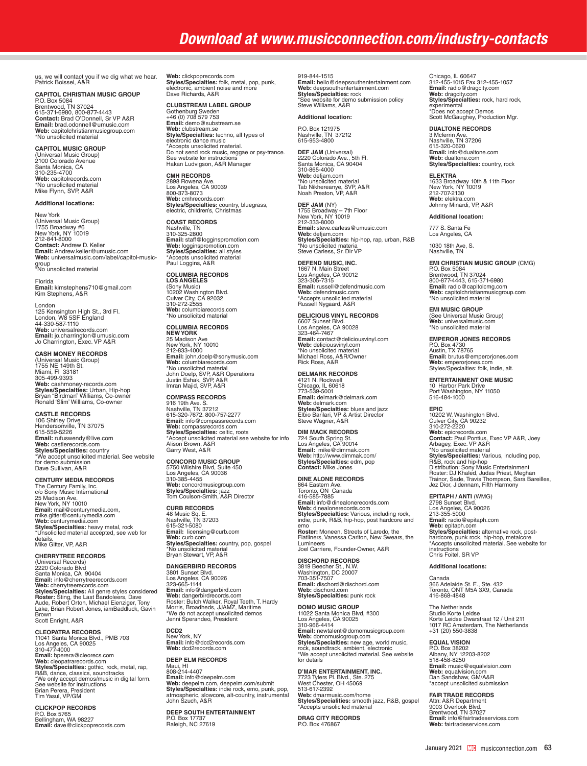us, we will contact you if we dig what we hear.
Patrick Boissel, A&R

**CAPITOL CHRISTIAN MUSIC GROUP**
P.O. Box 5084
Brentwood, TN 37024
615-371-6980, 800-877-4443
**Contact:** Brad O'Donnell, Sr VP A&R
**Email:** brad.odonnell@umusic.com
**Web:** capitolchristianmusicgroup.com
*No unsolicited material

**CAPITOL MUSIC GROUP**
(Universal Music Group)
2100 Colorado Avenue
Santa Monica, CA
310-235-4700
**Web:** capitolrecords.com
*No unsolicited material
Mike Flynn, SVP, A&R

**Additional locations:**

New York
(Universal Music Group)
1755 Broadway #6
New York, NY 10019
212-841-8000
**Contact:** Andrew D. Keller
**Email:** Andrew.keller@umusic.com
**Web:** universalmusic.com/label/capitol-music-group
*No unsolicited material

Florida
**Email:** kimstephens710@gmail.com
Kim Stephens, A&R

London
125 Kensington High St., 3rd Fl.
London, W8 5SF England
44-330-587-1110
**Web:** universalrecords.com
**Email:** jo.charrington@umusic.com
Jo Charrington, Exec. VP A&R

**CASH MONEY RECORDS**
(Universal Music Group)
1755 NE 149th St.
Miami, Fl 33181
305-499-9393
**Web:** cashmoney-records.com
**Styles/Specialties:** Urban, Hip-hop
Bryan "Birdman" Williams, Co-owner
Ronald 'Slim' Williams, Co-owner

**CASTLE RECORDS**
106 Shirley Drive
Hendersonville, TN 37075
615-559-5226
**Email:** rufuswendy@live.com
**Web:** castlerecords.com
**Styles/Specialties:** country
*We accept unsolicited material. See website for demo submission
Dave Sullivan, A&R

**CENTURY MEDIA RECORDS**
The Century Family, Inc.
c/o Sony Music International
25 Madison Ave.
New York, NY 10010
**Email:** mail@centurymedia.com, mike.gitter@centurymedia.com
**Web:** centurymedia.com
**Styles/Specialties:** heavy metal, rock
*Unsolicited material accepted, see web for details.
Mike Gitter, VP, A&R

**CHERRYTREE RECORDS**
(Universal Records)
2220 Colorado Blvd
Santa Monica, CA 90404
**Email:** info@cherrytreerecords.com
**Web:** cherrytreerecords.com
**Styles/Specialties:** All genre styles considered
**Roster:** Sting, the Last Bandoleers, Dave Aude, Robert Orton, Michael Einziger, Tony Lake, Brian Robert Jones, iamBaddluck, Gavin Brown
Scott Enright, A&R

**CLEOPATRA RECORDS**
11041 Santa Monica Blvd., PMB 703
Los Angeles, CA 90025
310-477-4000
**Email:** bperera@cleorecs.com
**Web:** cleopatrarecords.com
**Styles/Specialties:** gothic, rock, metal, rap, R&B, dance, classics, soundtracks
*We only accept demos/music in digital form. See website for instructions
Brian Perera, President
Tim Yasul, VP/GM

**CLICKPOP RECORDS**
P.O. Box 5765
Bellingham, WA 98227
**Email:** dave@clickpoprecords.com
**Web:** clickpoprecords.com
**Styles/Specialties:** folk, metal, pop, punk, electronic, ambient noise and more
Dave Richards, A&R

**CLUBSTREAM LABEL GROUP**
Gothenburg Sweden
+46 (0) 708 579 753
**Email:** demo@substream.se
**Web:** clubstream.se
**Style/Specialties:** techno, all types of electronic dance music
*Accepts unsolicited material.
Do not send rock music, reggae or psy-trance. See website for instructions
Hakan Ludvigson, A&R Manager

**CMH RECORDS**
2898 Rowena Ave.
Los Angeles, CA 90039
800-373-8073
**Web:** cmhrecords.com
**Styles/Specialties:** country, bluegrass, electric, children's, Christmas

**COAST RECORDS**
Nashville, TN
310-325-2800
**Email:** staff@logginspromotion.com
**Web:** logginspromotion.com
**Styles/Specialties:** all styles
*Accepts unsolicited material
Paul Loggins, A&R

**COLUMBIA RECORDS LOS ANGELES**
(Sony Music)
10202 Washington Blvd.
Culver City, CA 92032
310-272-2555
**Web:** columbiarecords.com
*No unsolicited material

**COLUMBIA RECORDS NEW YORK**
25 Madison Ave
New York, NY 10010
212-833-4000
**Email:** john.doelp@sonymusic.com
**Web:** columbiarecords.com
*No unsolicited material
John Doelp, SVP, A&R Operations
Justin Eshak, SVP, A&R
Imran Majid, SVP, A&R

**COMPASS RECORDS**
916 19th Ave. S.
Nashville, TN 37212
615-320-7672. 800-757-2277
**Email:** info@compassrecords.com
**Web:** compassrecords.com
**Styles/Specialties:** celtic, roots
*Accept unsolicited material see website for info
Alison Brown, A&R
Garry West, A&R

**CONCORD MUSIC GROUP**
5750 Wilshire Blvd, Suite 450
Los Angeles, CA 90036
310-385-4455
**Web:** concordmusicgroup.com
**Styles/Specialties:** jazz
Tom Coulson-Smith, A&R Director

**CURB RECORDS**
48 Music Sq. E.
Nashville, TN 37203
615-321-5080
**Email:** licensing@curb.com
**Web:** curb.com
**Styles/Specialties:** country, pop, gospel
*No unsolicited material
Bryan Stewart, VP, A&R

**DANGERBIRD RECORDS**
3801 Sunset Blvd.
Los Angeles, CA 90026
323-665-1144
**Email:** info@dangerbird.com
**Web:** dangerbirdrecords.com
Roster: Butch Walker, Royal Teeth, T. Hardy Morris, Broadheds, JJAMZ, Maritime
*We do not accept unsolicited demos
Jenni Sperandeo, President

**DCD2**
New York, NY
**Email:** info@dcd2records.com
**Web:** dcd2records.com

**DEEP ELM RECORDS**
Maui, HI
808-214-4407
**Email:** info@deepelm.com
**Web:** deepelm.com, deepelm.com/submit
**Styles/Specialties:** indie rock, emo, punk, pop, atmospheric, slowcore, alt-country, instrumental
John Szuch, A&R

**DEEP SOUTH ENTERTAINMENT**
P.O. Box 17737
Raleigh, NC 27619
919-844-1515
**Email:** hello@deepsouthentertainment.com
**Web:** deepsouthentertainment.com
**Styles/Specialties:** rock
*See website for demo submission policy
Steve Williams, A&R

**Additional location:**

P.O. Box 121975
Nashville, TN 37212
615-953-4800

**DEF JAM** (Universal)
2220 Colorado Ave., 5th Fl.
Santa Monica, CA 90404
310-865-4000
**Web:** defjam.com
*No unsolicited material
Tab Nikhereanye, SVP, A&R
Noah Preston, VP, A&R

**DEF JAM** (NY)
1755 Broadway – 7th Floor
New York, NY 10019
212-333-8000
**Email:** steve.carless@umusic.com
**Web:** defjam.com
**Styles/Specialties:** hip-hop, rap, urban, R&B
*No unsolicited material
Steve Carless, Sr. Dir VP

**DEFEND MUSIC, INC.**
1667 N. Main Street
Los Angeles, CA 90012
323-305-7315
**Email:** russell@defendmusic.com
**Web:** defendmusic.com
*Accepts unsolicited material
Russell Nygaard, A&R

**DELICIOUS VINYL RECORDS**
6607 Sunset Blvd.
Los Angeles, CA 90028
323-464-7467
**Email:** contact@deliciousvinyl.com
**Web:** deliciousvinyl.com
*No unsolicited material
Rick Ross, A&R

**DELMARK RECORDS**
4121 N. Rockwell
Chicago, IL 60618
773-539-5001
**Email:** delmark@delmark.com
**Web:** delmark.com
**Styles/Specialties:** blues and jazz
Elbio Barilari, VP & Artist Director
Steve Wagner, A&R

**DIM MACK RECORDS**
724 South Spring St.
Los Angeles, CA 90014
**Email:** mike@dimmak.com
**Web:** http://www.dimmak.com/
**Styles/Specialties:** edm, pop
**Contact:** Mike Jones

**DINE ALONE RECORDS**
864 Eastern Ave.
Toronto, ON Canada
416-585-7885
**Email:** info@dinealonerecords.com
**Web:** dinealonerecords.com
**Styles/Specialties:** Various, including rock, indie, punk, R&B, hip-hop, post hardcore and emo
**Roster:** Moneen, Streets of Laredo, the Flatliners, Vanessa Carlton, New Swears, the Lumineers
Joel Carriere, Founder-Owner, A&R

**DISCHORD RECORDS**
3819 Beecher St., N.W.
Washington, DC 20007
703-351-7507
**Email:** dischord@dischord.com
**Web:** dischord.com
**Styles/Specialties:** punk rock

**DOMO MUSIC GROUP**
11022 Santa Monica Blvd, #300
Los Angeles, CA 90025
310-966-4414
**Email:** newtalent@domomusicgroup.com
**Web:** domomusicgroup.com
**Styles/Specialties:** new age, world music, rock, soundtrack, ambient, electronic
*We accept unsolicited material. See website for details

**D'MAR ENTERTAINMENT, INC.**
7723 Tylers Pl. Blvd., Ste. 275
West Chester, OH 45069
513-617-2392
**Web:** dmarmusic.com/home
**Styles/Specialties:** smooth jazz, R&B, gospel
*Accepts unsolicited material

**DRAG CITY RECORDS**
P.O. Box 476867
Chicago, IL 60647
312-455-1015 Fax 312-455-1057
**Email:** radio@dragcity.com
**Web:** dragcity.com
**Styles/Specialties:** rock, hard rock, experimental
*Does not accept Demos
Scott McGaughey, Production Mgr.

**DUALTONE RECORDS**
3 Mcferrin Ave.
Nashville, TN 37206
615-320-0620
**Email:** info@dualtone.com
**Web:** dualtone.com
**Styles/Specialties:** country, rock

**ELEKTRA**
1633 Broadway 10th & 11th Floor
New York, NY 10019
212-707-2130
**Web:** elektra.com
Johnny Minardi, VP, A&R

**Additional location:**

777 S. Santa Fe
Los Angeles, CA

1030 18th Ave, S.
Nashville, TN

**EMI CHRISTIAN MUSIC GROUP** (CMG)
P.O. Box 5084
Brentwood, TN 37024
800-877-4443, 615-371-6980
**Email:** radio@capitolcmg.com
**Web:** capitolchristianmusicgroup.com
*No unsolicited material

**EMI MUSIC GROUP**
(See Universal Music Group)
**Web:** universalmusic.com
*No unsolicited material

**EMPEROR JONES RECORDS**
P.O. Box 4730
Austin, TX 78765
**Email:** brutus@emperorjones.com
**Web:** emperorjones.com
Styles/Specialties: folk, indie, alt.

**ENTERTAINMENT ONE MUSIC**
10 Harbor Park Drive
Port Washington, NY 11050
516-484-1000

**EPIC**
10202 W. Washington Blvd.
Culver City, CA 90232
310-272-2220
**Web:** epicrecords.com
**Contact:** Paul Pontius, Exec VP A&R, Joey Arbagey, Exec. VP A&R
*No unsolicited material
**Styles/Specialties:** Various, including pop, R&B, rock and hip-hop
Distribution: Sony Music Entertainment
Roster: DJ Khaled, Judas Priest, Meghan Trainor, Sade, Travis Thompson, Sara Bareilles, Jez Dior, Jidennam, Fifth Harmony

**EPITAPH / ANTI** (WMG)
2798 Sunset Blvd.
Los Angeles, CA 90026
213-355-5000
**Email:** radio@epitaph.com
**Web:** epitaph.com
**Styles/Specialties:** alternative rock, post-hardcore, punk rock, hip-hop, metalcore
*Accepts unsolicited material. See website for instructions
Chris Foitel, SR VP

**Additional locations:**

Canada
366 Adelaide St. E., Ste. 432
Toronto, ONT M5A 3X9, Canada
416-868-4848

The Netherlands
Studio Korte Leidse
Korte Leidse Dwarstraat 12 / Unit 211
1017 RC Amsterdam, The Netherlands
+31 (20) 550-3838

**EQUAL VISION**
P.O. Box 38202
Albany, NY 12203-8202
518-458-8250
**Email:** music@equalvision.com
**Web:** equalvision.com
Dan Sandshaw, GM/A&R
*accept unsolicited submission

**FAIR TRADE RECORDS**
Attn: A&R Department
9003 Overlook Blvd.
Brentwood, TN 37027
**Email:** info@fairtradeservices.com
**Web:** fairtradeservices.com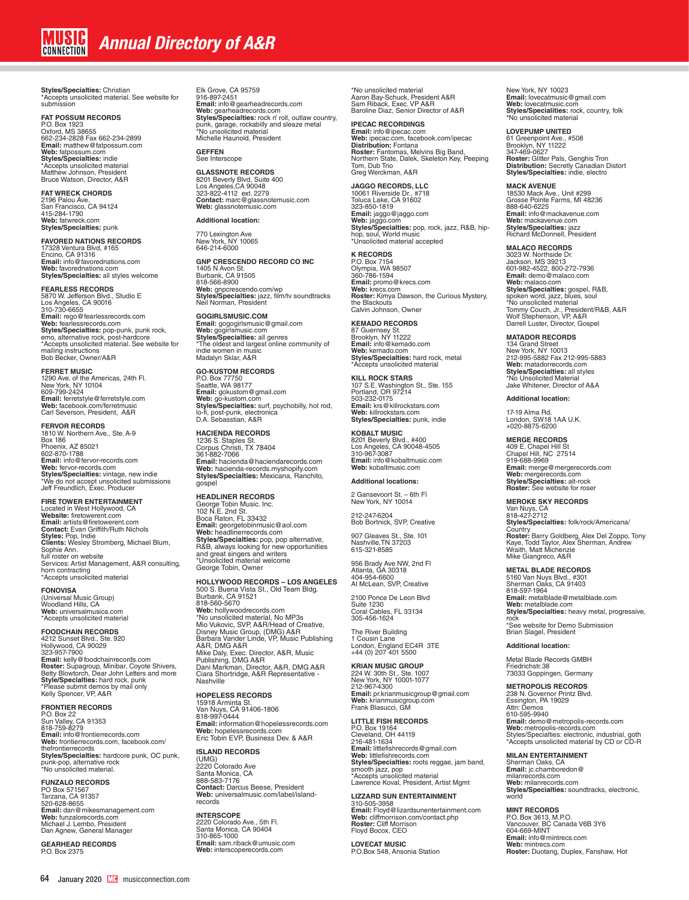**Styles/Specialties:** Christian
*Accepts unsolicited material. See website for submission

**FAT POSSUM RECORDS**
P.O. Box 1923
Oxford, MS 38655
662-234-2828 Fax 662-234-2899
**Email:** matthew@fatpossum.com
**Web:** fatpossum.com
**Styles/Specialties:** indie
*Accepts unsolicited material
Matthew Johnson, President
Bruce Watson, Director, A&R

**FAT WRECK CHORDS**
2196 Palou Ave.
San Francisco, CA 94124
415-284-1790
**Web:** fatwreck.com
**Styles/Specialties:** punk

**FAVORED NATIONS RECORDS**
17328 Ventura Blvd, #165
Encino, CA 91316
**Email:** info@favorednations.com
**Web:** favorednations.com
**Styles/Specialties:** all styles welcome

**FEARLESS RECORDS**
5870 W. Jefferson Blvd., Studio E
Los Angeles, CA 90016
310-730-6655
**Email:** rego@fearlessrecords.com
**Web:** fearlessrecords.com
**Styles/Specialties:** pop-punk, punk rock, emo, alternative rock, post-hardcore
*Accepts unsolicited material. See website for mailing instructions
Bob Becker, Owner/A&R

**FERRET MUSIC**
1290 Ave. of the Americas, 24th Fl.
New York, NY 10104
609-799-2424
**Email:** ferretstyle@ferretstyle.com
**Web:** facebook.com/ferretmusic
Carl Severson, President, A&R

**FERVOR RECORDS**
1810 W. Northern Ave., Ste. A-9
Box 186
Phoenix, AZ 85021
602-870-1788
**Email:** info@fervor-records.com
**Web:** fervor-records.com
**Styles/Specialties:** vintage, new indie
*We do not accept unsolicited submissions
Jeff Freundlich, Exec. Producer

**FIRE TOWER ENTERTAINMENT**
Located in West Hollywood, CA
**Website:** firetowerent.com
**Email:** artists@firetowerent.com
**Contact:** Evan Griffith/Ruth Nichols
**Styles:** Pop, Indie
**Clients:** Wesley Stromberg, Michael Blum, Sophie Ann.
full roster on website
Services: Artist Management, A&R consulting, horn contracting
*Accepts unsolicited material

**FONOVISA**
(Universal Music Group)
Woodland Hills, CA
**Web:** universalmusica.com
*Accepts unsolicited material

**FOODCHAIN RECORDS**
4212 Sunset Blvd., Ste. 920
Hollywood, CA 90029
323-957-7900
**Email:** kelly@foodchainrecords.com
**Roster:** Supagroup, Minibar, Coyote Shivers, Betty Blowtorch, Dear John Letters and more
**Style/Specialties:** hard rock, punk
*Please submit demos by mail only
Kelly Spencer, VP, A&R

**FRONTIER RECORDS**
P.O. Box 22
Sun Valley, CA 91353
818-759-8279
**Email:** info@frontierrecords.com
**Web:** frontierrecords.com, facebook.com/thefrontierrecords
**Styles/Specialties:** hardcore punk, OC punk, punk-pop, alternative rock
*No unsolicited material.

**FUNZALO RECORDS**
PO Box 571567
Tarzana, CA 91357
520-628-8655
**Email:** dan@mikesmanagement.com
**Web:** funzalorecords.com
Michael J. Lembo, President
Dan Agnew, General Manager

**GEARHEAD RECORDS**
P.O. Box 2375
Elk Grove, CA 95759
916-897-2451
**Email:** info@gearheadrecords.com
**Web:** gearheadrecords.com
**Styles/Specialties:** rock n' roll, outlaw country, punk, garage, rockabilly and sleaze metal
*No unsolicited material
Michelle Haunold, President

**GEFFEN**
See Interscope

**GLASSNOTE RECORDS**
8201 Beverly Blvd, Suite 400
Los Angeles, CA 90048
323-822-4112 ext. 2279
**Contact:** marc@glassnotemusic.com
**Web:** glassnotemusic.com

**Additional location:**

770 Lexington Ave
New York, NY 10065
646-214-6000

**GNP CRESCENDO RECORD CO INC**
1405 N Avon St.
Burbank, CA 91505
818-566-8900
**Web:** gnpcrescendo.com/wp
**Styles/Specialties:** jazz, film/tv soundtracks
Neil Norman, President

**GOGIRLSMUSIC.COM**
**Email:** gogogirlsmusic@gmail.com
**Web:** gogirlsmusic.com
**Styles/Specialties:** all genres
*The oldest and largest online community of indie women in music
Madalyn Sklar, A&R

**GO-KUSTOM RECORDS**
P.O. Box 77750
Seattle, WA 98177
**Email:** gokustom@gmail.com
**Web:** go-kustom.com
**Styles/Specialties:** surf, psychobilly, hot rod, lo-fi, post-punk, electronica
D.A. Sebasstian, A&R

**HACIENDA RECORDS**
1236 S. Staples St.
Corpus Christi, TX 78404
361-882-7066
**Email:** hacienda@haciendarecords.com
**Web:** hacienda-records.myshopify.com
**Styles/Specialties:** Mexicana, Ranchito, gospel

**HEADLINER RECORDS**
George Tobin Music. Inc.
102 N.E. 2nd St.
Boca Raton, FL 33432
**Email:** georgetobinmusic@aol.com
**Web:** headlinerrecords.com
**Styles/Specialties:** pop, pop alternative, R&B, always looking for new opportunities and great singers and writers
*Unsolicited material welcome
George Tobin, Owner

**HOLLYWOOD RECORDS – LOS ANGELES**
500 S. Buena Vista St., Old Team Bldg.
Burbank, CA 91521
818-560-5670
**Web:** hollywoodrecords.com
*No unsolicited material, No MP3s
Mio Vukovic, SVP, A&R/Head of Creative, Disney Music Group, (DMG) A&R
Barbara Vander Linde, VP, Music Publishing A&R, DMG A&R
Mike Daly, Exec. Director, A&R, Music Publishing, DMG A&R
Dani Markman, Director, A&R, DMG A&R
Ciara Shortridge, A&R Representative - Nashville

**HOPELESS RECORDS**
15918 Arminta St.
Van Nuys, CA 91406-1806
818-997-0444
**Email:** information@hopelessrecords.com
**Web:** hopelessrecords.com
Eric Tobin EVP, Business Dev. & A&R

**ISLAND RECORDS**
(UMG)
2220 Colorado Ave
Santa Monica, CA
888-583-7176
**Contact:** Darcus Beese, President
**Web:** universalmusic.com/label/island-records

**INTERSCOPE**
2220 Colorado Ave., 5th Fl.
Santa Monica, CA 90404
310-865-1000
**Email:** sam.riback@umusic.com
**Web:** interscoperecords.com
*No unsolicited material
Aaron Bay-Schuck, President A&R
Sam Riback, Exec. VP A&R
Baroline Diaz, Senior Director of A&R

**IPECAC RECORDINGS**
**Email:** info@ipecac.com
**Web:** ipecac.com, facebook.com/ipecac
**Distribution:** Fontana
**Roster:** Fantomas, Melvins Big Band, Northern State, Dalek, Skeleton Key, Peeping Tom, Dub Trio
Greg Werckman, A&R

**JAGGO RECORDS, LLC**
10061 Riverside Dr., #718
Toluca Lake, CA 91602
323-850-1819
**Email:** jaggo@jaggo.com
**Web:** jaggo.com
**Styles/Specialties:** pop, rock, jazz, R&B, hip-hop, soul, World music
*Unsolicited material accepted

**K RECORDS**
P.O. Box 7154
Olympia, WA 98507
360-786-1594
**Email:** promo@krecs.com
**Web:** krecs.com
**Roster:** Kimya Dawson, the Curious Mystery, the Blackouts
Calvin Johnson, Owner

**KEMADO RECORDS**
87 Guernsey St.
Brooklyn, NY 11222
**Email:** info@kemado.com
**Web:** kemado.com
**Styles/Specialties:** hard rock, metal
*Accepts unsolicited material

**KILL ROCK STARS**
107 S.E. Washington St., Ste. 155
Portland, OR 97214
503-232-0175
**Email:** krs@killrockstars.com
**Web:** killrockstars.com
**Styles/Specialties:** punk, indie

**KOBALT MUSIC**
8201 Beverly Blvd., #400
Los Angeles, CA 90048-4505
310-967-3087
**Email:** info@kobaltmusic.com
**Web:** kobaltmusic.com

**Additional locations:**

2 Gansevoort St. – 6th Fl
New York, NY 10014

212-247-6204
Bob Bortnick, SVP, Creative

907 Gleaves St., Ste. 101
Nashville,TN 37203
615-321-8585

956 Brady Ave NW, 2nd Fl
Atlanta, GA 30318
404-954-6600
Al McLean, SVP, Creative

2100 Ponce De Leon Blvd
Suite 1230
Coral Cables, FL 33134
305-456-1624

The River Building
1 Cousin Lane
London, England EC4R 3TE
+44 (0) 207 401 5500

**KRIAN MUSIC GROUP**
224 W. 30th St., Ste. 1007
New York, NY 10001-1077
212-967-4300
**Email:** pr.krianmusicgroup@gmail.com
**Web:** krianmusicgroup.com
Frank Blasucci, GM

**LITTLE FISH RECORDS**
P.O. Box 19164
Cleveland, OH 44119
216-481-1634
**Email:** littlefishrecords@gmail.com
**Web:** littlefishrecords.com
**Styles/Specialties:** roots reggae, jam band, smooth jazz, pop
*Accepts unsolicited material
Lawrence Koval, President, Artist Mgmt

**LIZZARD SUN ENTERTAINMENT**
310-505-3958
**Email:** Floyd@lizardsunentertainment.com
**Web:** cliffmorrison.com/contact.php
**Roster:** Cliff Morrison
Floyd Bocox, CEO

**LOVECAT MUSIC**
P.O.Box 548, Ansonia Station
New York, NY 10023
**Email:** lovecatmusic@gmail.com
**Web:** lovecatmusic.com
**Styles/Specialties:** rock, country, folk
*No unsolicited material

**LOVEPUMP UNITED**
61 Greenpoint Ave., #508
Brooklyn, NY 11222
347-469-0627
**Roster:** Glitter Pals, Genghis Tron
**Distribution:** Secretly Canadian Distort
**Styles/Specialties:** indie, electro

**MACK AVENUE**
18530 Mack Ave., Unit #299
Grosse Pointe Farms, MI 48236
888-640-6225
**Email:** info@mackavenue.com
**Web:** mackavenue.com
**Styles/Specialties:** jazz
Richard McDonnell, President

**MALACO RECORDS**
3023 W. Northside Dr.
Jackson, MS 39213
601-982-4522, 800-272-7936
**Email:** demo@malaco.com
**Web:** malaco.com
**Styles/Specialties:** gospel, R&B, spoken word, jazz, blues, soul
*No unsolicited material
Tommy Couch, Jr., President/R&B, A&R
Wolf Stephenson, VP, A&R
Darrell Luster, Director, Gospel

**MATADOR RECORDS**
134 Grand Street
New York, NY 10013
212-995-5882 Fax 212-995-5883
**Web:** matadorrecords.com
**Styles/Specialties:** all styles
*No Unsolicited Material
Jake Whitener, Director of A&A

**Additional location:**

17-19 Alma Rd.
London, SW18 1AA U.K.
+020-8875-6200

**MERGE RECORDS**
409 E. Chapel Hill St
Chapel Hill, NC 27514
919-688-9969
**Email:** merge@mergerecords.com
**Web:** mergerecords.com
**Styles/Specialties:** alt-rock
**Roster:** See website for roser

**MEROKE SKY RECORDS**
Van Nuys, CA
818-427-2712
**Styles/Specialties:** folk/rock/Americana/Country
**Roster:** Barry Goldberg, Alex Del Zoppo, Tony Kaye, Todd Taylor, Alex Sherman, Andrew Wraith, Matt Michenzie
Mike Giangreco, A&R

**METAL BLADE RECORDS**
5160 Van Nuys Blvd., #301
Sherman Oaks, CA 91403
818-597-1964
**Email:** metalblade@metalblade.com
**Web:** metalblade.com
**Styles/Specialties:** heavy metal, progressive, rock
*See website for Demo Submission
Brian Slagel, President

**Additional location:**

Metal Blade Records GMBH
Friedrichstr.38
73033 Goppingen, Germany

**METROPOLIS RECORDS**
238 N. Governor Printz Blvd.
Essington, PA 19029
Attn: Demos
610-595-9940
**Email:** demo@metropolis-records.com
**Web:** metropolis-records.com
Styles/Specialties: electronic, industrial, goth
*Accepts unsolicited material by CD or CD-R

**MILAN ENTERTAINMENT**
Sherman Oaks, CA
**Email:** jc.chamboredon@milanrecords.com
**Web:** milanrecords.com
**Styles/Specialties:** soundtracks, electronic, world

**MINT RECORDS**
P.O. Box 3613, M.P.O.
Vancouver, BC Canada V6B 3Y6
604-669-MINT
**Email:** info@mintrecs.com
**Web:** mintrecs.com
**Roster:** Duotang, Duplex, Fanshaw, Hot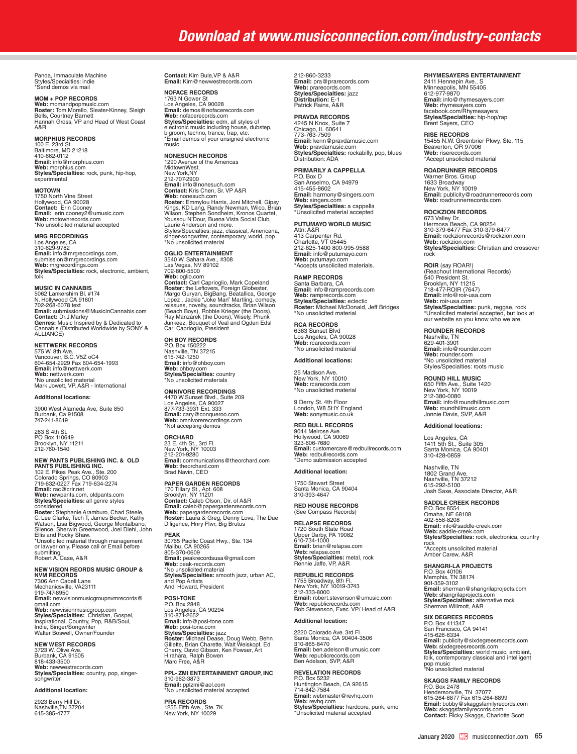Panda, Immaculate Machine
Styles/Specialties: indie
*Send demos via mail

**MOM + POP RECORDS**
**Web:** momandpopmusic.com
**Roster:** Tom Morello, Sleater-Kinney, Sleigh Bells, Courtney Barnett
Hannah Gross, VP and Head of West Coast A&R

**MORPHIUS RECORDS**
100 E. 23rd St.
Baltimore, MD 21218
410-662-0112
**Email:** info@morphius.com
**Web:** morphius.com
**Styles/Specialties:** rock, punk, hip-hop, experimental

**MOTOWN**
1750 North Vine Street
Hollywood, CA 90028
**Contact:** Erin Cooney
**Email:** erin.cooney2@umusic.com
**Web:** motownrecords.com
*No unsolicited material accepted

**MRG RECORDINGS**
Los Angeles, CA
310-629-9782
**Email:** info@mrgrecordings.com, submission@mrgrecordings.com
**Web:** mrgrecordings.com
**Styles/Specialties:** rock, electronic, ambient, folk

**MUSIC IN CANNABIS**
5062 Lankershim Bl. #174
N. Hollywood CA 91601
702-268-6078 text
**Email:** submissions@MusicInCannabis.com
**Contact:** Dr.J.Marley
**Genres:** Music Inspired by & Dedicated to Cannabis (Distributed Worldwide by SONY & ALLIANCE)

**NETTWERK RECORDS**
575 W. 8th Ave.
Vancouver, B.C. V5Z oC4
604-654-2929 Fax 604-654-1993
**Email:** info@nettwerk.com
**Web:** nettwerk.com
*No unsolicited material
Mark Jowett, VP, A&R - International

**Additional locations:**

3900 West Alameda Ave, Suite 850
Burbank, Ca 91508
747-241-8619

263 S 4th St.
PO Box 110649
Brooklyn, NY 11211
212-760-1540

**NEW PANTS PUBLISHING INC. & OLD PANTS PUBLISHING INC.**
102 E. Pikes Peak Ave., Ste. 200
Colorado Springs, CO 80903
719-632-0227 Fax 719-634-2274
**Email:** rac@crlr.net
**Web:** newpants.com, oldpants.com
**Styles/Specialties:** all genre styles considered
**Roster:** Stephanie Aramburo, Chad Steele, C. Lee Clarke, Tech T, James Becker, Kathy Watson, Lisa Bigwood, George Montalbano, Silence, Sherwin Greenwood, Joel Diehl, John Ellis and Rocky Shaw.
*Unsolicited material through management or lawyer only. Please call or Email before submitting.
Robert A. Case, A&R

**NEW VISION REORDS MUSIC GROUP & NVM RECORDS**
7306 Ann Cabell Lane
Mechanicsville, VA23111
919-747-8950
**Email:** newvisionmusicgroupnvmrecords@gmail.com
**Web:** newvisionmusicgroup.com
**Styles/Specialties:** Christian, Gospel, Inspirational, Country, Pop, R&B/Soul, Indie, Singer/Songwriter
Walter Boswell, Owner/Founder

**NEW WEST RECORDS**
3723 W. Olive Ave.
Burbank, CA 91505
818-433-3500
**Web:** newwestrecords.com
**Styles/Specialties:** country, pop, singer-songwriter

**Additional location:**

2923 Berry Hill Dr.
Nashville,TN 37204
615-385-4777

**Contact:** Kim Bule,VP & A&R
**Email:** Kim@newwestrecords.com

**NOFACE RECORDS**
1763 N Gower St
Los Angeles, CA 90028
**Email:** demos@nofacerecords.com
**Web:** nofacerecords.com
**Styles/Specialties:** edm, all styles of electronic music including house, dubstep, bigroom, techno, trance, trap, etc.
*Email demos of your unsigned electronic music

**NONESUCH RECORDS**
1290 Avenue of the Americas
MidtownWest,
New York,NY
212-707-2900
**Email:** info@nonesuch.com
**Contact:** Kris Chen, Sr. VP A&R
**Web:** nonesuch.com
**Roster:** Emmylou Harris, Joni Mitchell, Gipsy Kings, KD Lang, Randy Newman, Wilco, Brian Wilson, Stephen Sondheim, Kronos Quartet, Youssou N'Dour, Buena Vista Social Club, Laurie Anderson and more.
Styles/Specialties: jazz, classical, Americana, singer-songwriter, contemporary, world, pop
*No unsolicited material

**OGLIO ENTERTAINMENT**
3540 W. Sahara Ave., #308
Las Vegas, NV 89102
702-800-5550
**Web:** oglio.com
**Contact:** Carl Caprioglio, Mark Copeland
**Roster:** the Leftovers, Foreign Globester, Margo Guryan, BigBang, Beatallica, George Lopez , Jackie "Joke Man" Martling, comedy, reissues, novelty, soundtracks, Brian Wilson (Beach Boys), Robbie Krieger (the Doors), Ray Manzarek (the Doors), Wisely, Phunk Junkeez, Bouquet of Veal and Ogden Edsl
Carl Caprioglio, President

**OH BOY RECORDS**
P.O. Box 150222
Nashville, TN 37215
615-742-1250
**Email:** info@ohboy.com
**Web:** ohboy.com
**Styles/Specialties:** country
*No unsolicited materials

**OMNIVORE RECORDINGS**
4470 W.Sunset Blvd., Suite 209
Los Angeles, CA 90027
877-733-3931 Ext. 333
**Email:** cary@conqueroo.com
**Web:** omnivorerecordings.com
*Not accepting demos

**ORCHARD**
23 E. 4th St., 3rd Fl.
New York, NY 10003
212-201-9280
**Email:** communications@theorchard.com
**Web:** theorchard.com
Brad Navin, CEO

**PAPER GARDEN RECORDS**
170 Tillary St., Apt. 608
Brooklyn, NY 11201
**Contact:** Caleb Olson, Dir. of A&R
**Email:** caleb@papergardenrecords.com
**Web:** papergardenrecords.com
**Roster:** Laura & Greg, Denny Love, The Due Diligence, Hnry Flwr, Big Brutus

**PEAK**
30765 Pacific Coast Hwy., Ste. 134
Malibu, CA 90265
805-370-0609
**Email:** peakrecordsusa@gmail.com
**Web:** peak-records.com
*No unsolicited material
**Styles/Specialties:** smooth jazz, urban AC, and Pop Artists
Andi Howard, President

**POSI-TONE**
P.O. Box 2848
Los Angeles, CA 90294
310-871-2652
**Email:** info@posi-tone.com
**Web:** posi-tone.com
**Styles/Specialties:** jazz
**Roster:** Michael Dease, Doug Webb, Behn Gillette, Brian Charette, Walt Weiskopf, Ed Cherry, David Gibson, Ken Fowser, Art Hirahara, Ralph Bowen
Marc Free, A&R

**PPL- ZMI ENTERTAINMENT GROUP, INC**
310-962-3873
**Email:** pplzmi@aol.com
*No unsolicited material accepted

**PRA RECORDS**
1255 Fifth Ave., Ste. 7K
New York, NY 10029
212-860-3233
**Email:** pra@prarecords.com
**Web:** prarecords.com
**Styles/Specialties:** jazz
**Distribution:** E-1
Patrick Rains, A&R

**PRAVDA RECORDS**
4245 N Knox, Suite 7
Chicago, IL 60641
773-763-7509
**Email:** kenn@pravdamusic.com
**Web:** pravdamusic.com
**Styles/Specialties:** rockabilly, pop, blues
Distribution: ADA

**PRIMARILY A CAPPELLA**
P.O. Box D
San Anselmo, CA 94979
415-455-8602
**Email:** harmony@singers.com
**Web:** singers.com
**Styles/Specialties:** a cappella
*Unsolicited material accepted

**PUTUMAYO WORLD MUSIC**
Attn: A&R
413 Carpenter Rd.
Charlotte, VT 05445
212-625-1400 800-995-9588
**Email:** info@putumayo.com
**Web:** putumayo.com
*Accepts unsolicited materials.

**RAMP RECORDS**
Santa Barbara, CA
**Email:** info@ramprecords.com
**Web:** ramprecords.com
**Styles/Specialties:** eclectic
**Roster:** Michael McDonald, Jeff Bridges
*No unsolicited material

**RCA RECORDS**
6363 Sunset Blvd
Los Angeles, CA 90028
**Web:** rcarecords.com
*No unsolicited material

**Additional locations:**

25 Madison Ave.
New York, NY 10010
**Web:** rcarecords.com
*No unsolicited material

9 Derry St. 4th Floor
London, W8 5HY England
**Web:** sonymusic.co.uk

**RED BULL RECORDS**
9044 Melrose Ave.
Hollywood, CA 90069
323-606-7680
**Email:** customercare@redbullrecords.com
**Web:** redbullrecords.com
*Demo submission accepted

**Additional location:**

1750 Stewart Street
Santa Monica, CA 90404
310-393-4647

**RED HOUSE RECORDS**
(See Compass Records)

**RELAPSE RECORDS**
1720 South State Road
Upper Darby, PA 19082
610-734-1000
**Email:** brian@relapse.com
**Web:** relapse.com
**Styles/Specialties:** metal, rock
Rennie Jaffe, VP, A&R

**REPUBLIC RECORDS**
1755 Broadway, 8th Fl.
New York, NY 10019-3743
212-333-8000
**Email:** robert.stevenson@umusic.com
**Web:** republicrecords.com
Rob Stevenson, Exec. VP/ Head of A&R

**Additional location:**

2220 Colorado Ave. 3rd Fl
Santa Monica, CA 90404-3506
310-865-8470
**Email:** ben.adelson@umusic.com
**Web:** republicrecords.com
Ben Adelson, SVP, A&R

**REVELATION RECORDS**
P.O. Box 5232
Huntington Beach, CA 92615
714-842-7584
**Email:** webmaster@revhq.com
**Web:** revhq.com
**Styles/Specialties:** hardcore, punk, emo
*Unsolicited material accepted

**RHYMESAYERS ENTERTAINMENT**
2411 Hennepin Ave., S
Minneapolis, MN 55405
612-977-9870
**Email:** info@rhymesayers.com
**Web:** rhymesayers.com
facebook.com/Rhymesayers
**Styles/Specialties:** hip-hop/rap
Brent Sayers, CEO

**RISE RECORDS**
15455 N.W. Greenbrier Pkwy, Ste. 115
Beaverton, OR 97006
**Web:** riserecords.com
*Accept unsolicited material

**ROADRUNNER RECORDS**
Warner Bros. Group
1633 Broadway
New York, NY 10019
**Email:** publicity@roadrunnerrecords.com
**Web:** roadrunnerrecords.com

**ROCKZION RECORDS**
673 Valley Dr.
Hermosa Beach, CA 90254
310-379-6477 Fax 310-379-6477
**Email:** rockzionrecords@rockzion.com
**Web:** rockzion.com
**Styles/Specialties:** Christian and crossover rock

**ROIR** (say ROAR!)
(Reachout International Records)
540 President St.
Brooklyn, NY 11215
718-477-ROIR (7647)
**Email:** info@roir-usa.com
**Web:** roir-usa.com
**Styles/Specialties:** punk, reggae, rock
*Unsolicited material accepted, but look at our website so you know who we are.

**ROUNDER RECORDS**
Nashville, TN
629-401-3901
**Email:** info@rounder.com
**Web:** rounder.com
*No unsolicited material
Styles/Specialties: roots music

**ROUND HILL MUSIC**
650 Fifth Ave., Suite 1420
New York, NY 10019
212-380-0080
**Email:** info@roundhillmusic.com
**Web:** roundhillmusic.com
Jonnie Davis, SVP, A&R

**Additional locations:**

Los Angeles, CA
1411 5th St., Suite 305
Santa Monica, CA 90401
310-428-0859

Nashville, TN
1802 Grand Ave.
Nashville, TN 37212
615-292-5100
Josh Saxe, Associate Director, A&R

**SADDLE CREEK RECORDS**
P.O. Box 8554
Omaha, NE 68108
402-558-8208
**Email:** info@saddle-creek.com
**Web:** saddle-creek.com
**Styles/Specialties:** rock, electronica, country rock
*Accepts unsolicited material
Amber Carew, A&R

**SHANGRI-LA PROJECTS**
P.O. Box 40106
Memphis, TN 38174
901-359-3102
**Email:** sherman@shangrilaprojects.com
**Web:** shangrilaprojects.com
**Styles/Specialties:** alternative rock
Sherman Willmott, A&R

**SIX DEGREES RECORDS**
P.O. Box 411347
San Francisco, CA 94141
415-626-6334
**Email:** publicity@sixdegreesrecords.com
**Web:** sixdegreesrecords.com
**Styles/Specialties:** world music, ambient, folk, contemporary classical and intelligent pop music
*No unsolicited material

**SKAGGS FAMILY RECORDS**
P.O. Box 2478
Hendersonville, TN 37077
615-264-8877 Fax 615-264-8899
**Email:** bobby@skaggsfamilyrecords.com
**Web:** skaggsfamilyrecords.com
**Contact:** Ricky Skaggs, Charlotte Scott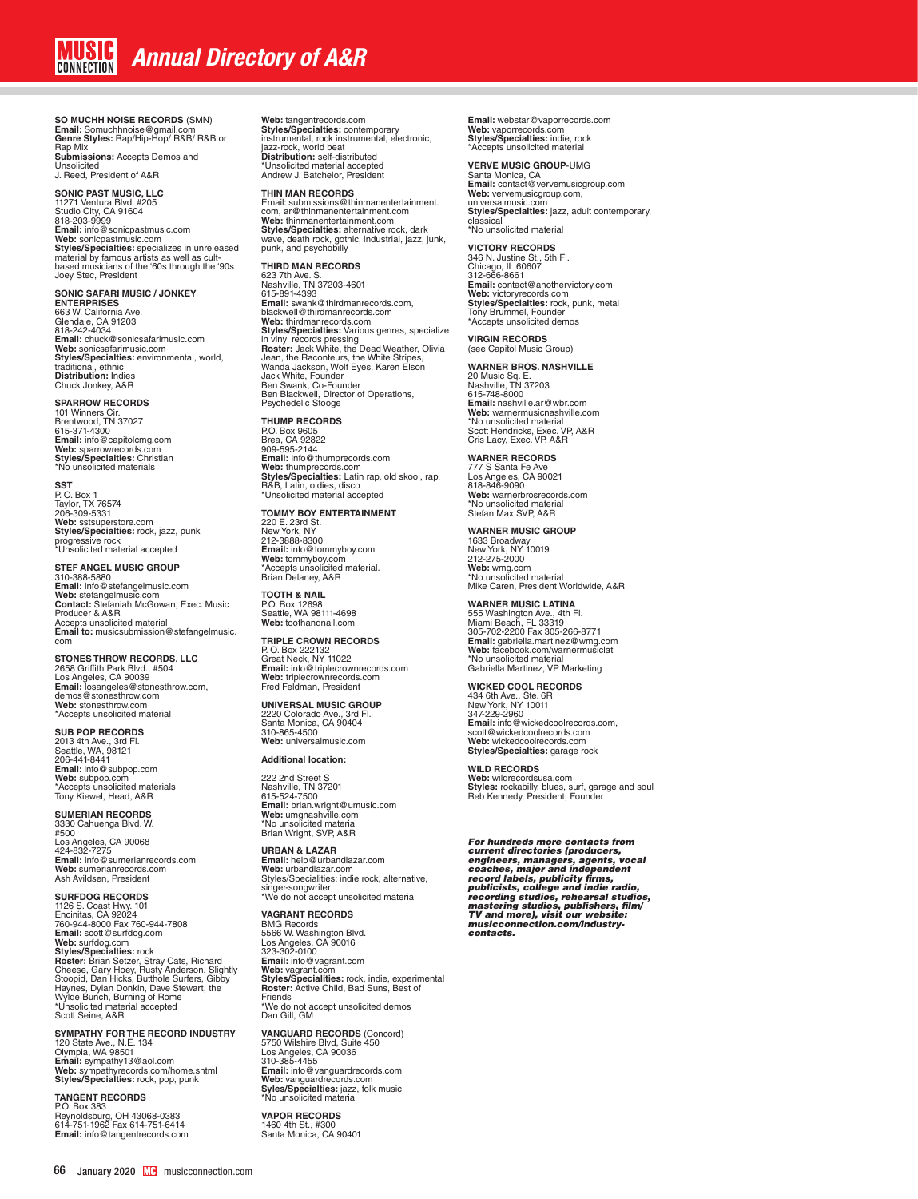**SO MUCHH NOISE RECORDS** (SMN)
**Email:** Somuchhnoise@gmail.com
**Genre Styles:** Rap/Hip-Hop/ R&B/ R&B or Rap Mix
**Submissions:** Accepts Demos and Unsolicited
J. Reed, President of A&R

**SONIC PAST MUSIC, LLC**
11271 Ventura Blvd. #205
Studio City, CA 91604
818-203-9999
**Email:** info@sonicpastmusic.com
**Web:** sonicpastmusic.com
**Styles/Specialties:** specializes in unreleased material by famous artists as well as cult-based musicians of the '60s through the '90s
Joey Stec, President

**SONIC SAFARI MUSIC / JONKEY ENTERPRISES**
663 W. California Ave.
Glendale, CA 91203
818-242-4034
**Email:** chuck@sonicsafarimusic.com
**Web:** sonicsafarimusic.com
**Styles/Specialties:** environmental, world, traditional, ethnic
**Distribution:** Indies
Chuck Jonkey, A&R

**SPARROW RECORDS**
101 Winners Cir.
Brentwood, TN 37027
615-371-4300
**Email:** info@capitolcmg.com
**Web:** sparrowrecords.com
**Styles/Specialties:** Christian
*No unsolicited materials

**SST**
P. O. Box 1
Taylor, TX 76574
206-309-5331
**Web:** sstsuperstore.com
**Styles/Specialties:** rock, jazz, punk progressive rock
*Unsolicited material accepted

**STEF ANGEL MUSIC GROUP**
310-388-5880
**Email:** info@stefangelmusic.com
**Web:** stefangelmusic.com
**Contact:** Stefaniah McGowan, Exec. Music Producer & A&R
Accepts unsolicited material
**Email to:** musicsubmission@stefangelmusic.com

**STONES THROW RECORDS, LLC**
2658 Griffith Park Blvd., #504
Los Angeles, CA 90039
**Email:** losangeles@stonesthrow.com, demos@stonesthrow.com
**Web:** stonesthrow.com
*Accepts unsolicited material

**SUB POP RECORDS**
2013 4th Ave., 3rd Fl.
Seattle, WA, 98121
206-441-8441
**Email:** info@subpop.com
**Web:** subpop.com
*Accepts unsolicited materials
Tony Kiewel, Head, A&R

**SUMERIAN RECORDS**
3330 Cahuenga Blvd. W.
#500
Los Angeles, CA 90068
424-832-7275
**Email:** info@sumerianrecords.com
**Web:** sumerianrecords.com
Ash Avildsen, President

**SURFDOG RECORDS**
1126 S. Coast Hwy. 101
Encinitas, CA 92024
760-944-8000 Fax 760-944-7808
**Email:** scott@surfdog.com
**Web:** surfdog.com
**Styles/Specialties:** rock
**Roster:** Brian Setzer, Stray Cats, Richard Cheese, Gary Hoey, Rusty Anderson, Slightly Stoopid, Dan Hicks, Butthole Surfers, Gibby Haynes, Dylan Donkin, Dave Stewart, the Wylde Bunch, Burning of Rome
*Unsolicited material accepted
Scott Seine, A&R

**SYMPATHY FOR THE RECORD INDUSTRY**
120 State Ave., N.E. 134
Olympia, WA 98501
**Email:** sympathy13@aol.com
**Web:** sympathyrecords.com/home.shtml
**Styles/Specialties:** rock, pop, punk

**TANGENT RECORDS**
P.O. Box 383
Reynoldsburg, OH 43068-0383
614-751-1962 Fax 614-751-6414
**Email:** info@tangentrecords.com
**Web:** tangentrecords.com
**Styles/Specialties:** contemporary instrumental, rock instrumental, electronic, jazz-rock, world beat
**Distribution:** self-distributed
*Unsolicited material accepted
Andrew J. Batchelor, President

**THIN MAN RECORDS**
Email: submissions@thinmanentertainment.com, ar@thinmanentertainment.com
**Web:** thinmanentertainment.com
**Styles/Specialties:** alternative rock, dark wave, death rock, gothic, industrial, jazz, junk, punk, and psychobilly

**THIRD MAN RECORDS**
623 7th Ave. S.
Nashville, TN 37203-4601
615-891-4393
**Email:** swank@thirdmanrecords.com, blackwell@thirdmanrecords.com
**Web:** thirdmanrecords.com
**Styles/Specialties:** Various genres, specialize in vinyl records pressing
**Roster:** Jack White, the Dead Weather, Olivia Jean, the Raconteurs, the White Stripes, Wanda Jackson, Wolf Eyes, Karen Elson
Jack White, Founder
Ben Swank, Co-Founder
Ben Blackwell, Director of Operations, Psychedelic Stooge

**THUMP RECORDS**
P.O. Box 9605
Brea, CA 92822
909-595-2144
**Email:** info@thumprecords.com
**Web:** thumprecords.com
**Styles/Specialties:** Latin rap, old skool, rap, R&B, Latin, oldies, disco
*Unsolicited material accepted

**TOMMY BOY ENTERTAINMENT**
220 E. 23rd St.
New York, NY
212-3888-8300
**Email:** info@tommyboy.com
**Web:** tommyboy.com
*Accepts unsolicited material.
Brian Delaney, A&R

**TOOTH & NAIL**
P.O. Box 12698
Seattle, WA 98111-4698
**Web:** toothandnail.com

**TRIPLE CROWN RECORDS**
P. O. Box 222132
Great Neck, NY 11022
**Email:** info@triplecrownrecords.com
**Web:** triplecrownrecords.com
Fred Feldman, President

**UNIVERSAL MUSIC GROUP**
2220 Colorado Ave., 3rd Fl.
Santa Monica, CA 90404
310-865-4500
**Web:** universalmusic.com

**Additional location:**

222 2nd Street S
Nashville, TN 37201
615-524-7500
**Email:** brian.wright@umusic.com
**Web:** umgnashville.com
*No unsolicited material
Brian Wright, SVP, A&R

**URBAN & LAZAR**
**Email:** help@urbandlazar.com
**Web:** urbandlazar.com
Styles/Specialities: indie rock, alternative, singer-songwriter
*We do not accept unsolicited material

**VAGRANT RECORDS**
BMG Records
5566 W. Washington Blvd.
Los Angeles, CA 90016
323-302-0100
**Email:** info@vagrant.com
**Web:** vagrant.com
**Styles/Specialities:** rock, indie, experimental
**Roster:** Active Child, Bad Suns, Best of Friends
*We do not accept unsolicited demos
Dan Gill, GM

**VANGUARD RECORDS** (Concord)
5750 Wilshire Blvd, Suite 450
Los Angeles, CA 90036
310-385-4455
**Email:** info@vanguardrecords.com
**Web:** vanguardrecords.com
**Syles/Specialties:** jazz, folk music
*No unsolicited material

**VAPOR RECORDS**
1460 4th St., #300
Santa Monica, CA 90401
**Email:** webstar@vaporrecords.com
**Web:** vaporrecords.com
**Styles/Specialties:** indie, rock
*Accepts unsolicited material

**VERVE MUSIC GROUP**-UMG
Santa Monica, CA
**Email:** contact@vervemusicgroup.com
**Web:** vervemusicgroup.com, universalmusic.com
**Styles/Specialties:** jazz, adult contemporary, classical
*No unsolicited material

**VICTORY RECORDS**
346 N. Justine St., 5th Fl.
Chicago, IL 60607
312-666-8661
**Email:** contact@anothervictory.com
**Web:** victoryrecords.com
**Styles/Specialties:** rock, punk, metal
Tony Brummel, Founder
*Accepts unsolicited demos

**VIRGIN RECORDS**
(see Capitol Music Group)

**WARNER BROS. NASHVILLE**
20 Music Sq. E.
Nashville, TN 37203
615-748-8000
**Email:** nashville.ar@wbr.com
**Web:** warnermusicnashville.com
*No unsolicited material
Scott Hendricks, Exec. VP, A&R
Cris Lacy, Exec. VP, A&R

**WARNER RECORDS**
777 S Santa Fe Ave
Los Angeles, CA 90021
818-846-9090
**Web:** warnerbrosrecords.com
*No unsolicited material
Stefan Max SVP, A&R

**WARNER MUSIC GROUP**
1633 Broadway
New York, NY 10019
212-275-2000
**Web:** wmg.com
*No unsolicited material
Mike Caren, President Worldwide, A&R

**WARNER MUSIC LATINA**
555 Washington Ave., 4th Fl.
Miami Beach, FL 33319
305-702-2200 Fax 305-266-8771
**Email:** gabriella.martinez@wmg.com
**Web:** facebook.com/warnermusiclat
*No unsolicited material
Gabriella Martinez, VP Marketing

**WICKED COOL RECORDS**
434 6th Ave., Ste. 6R
New York, NY 10011
347-229-2960
**Email:** info@wickedcoolrecords.com, scott@wickedcoolrecords.com
**Web:** wickedcoolrecords.com
**Styles/Specialties:** garage rock

**WILD RECORDS**
**Web:** wildrecordsusa.com
**Styles:** rockabilly, blues, surf, garage and soul
Reb Kennedy, President, Founder

***For hundreds more contacts from current directories (producers, engineers, managers, agents, vocal coaches, major and independent record labels, publicity firms, publicists, college and indie radio, recording studios, rehearsal studios, mastering studios, publishers, film/TV and more), visit our website: musicconnection.com/industry-contacts.***